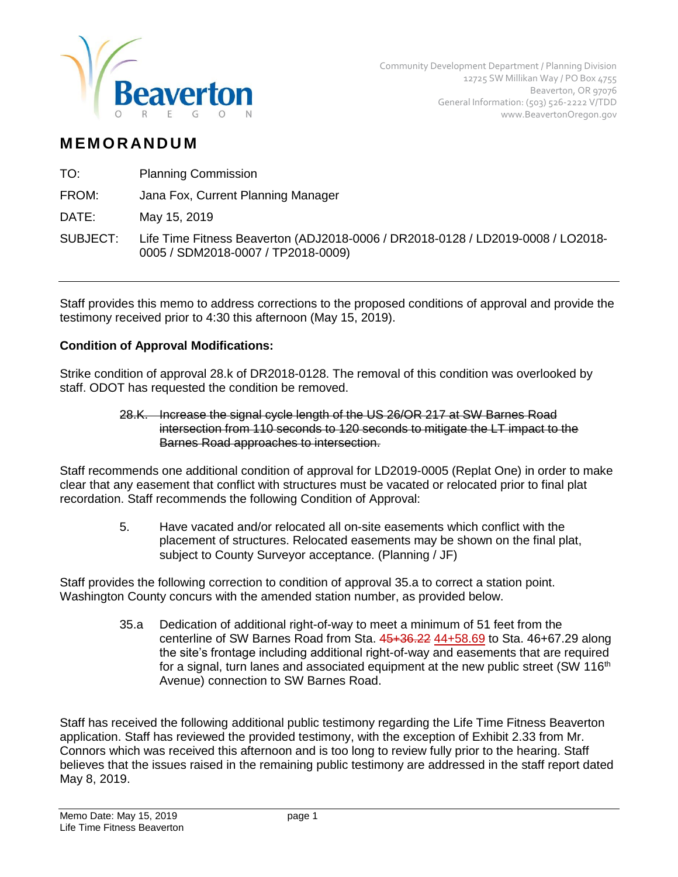Community Development Department / Planning Division
12725 SW Millikan Way / PO Box 4755
Beaverton, OR 97076
General Information: (503) 526-2222 V/TDD
www.BeavertonOregon.gov

# MEMORANDUM

TO: Planning Commission

FROM: Jana Fox, Current Planning Manager

DATE: May 15, 2019

SUBJECT: Life Time Fitness Beaverton (ADJ2018-0006 / DR2018-0128 / LD2019-0008 / LO2018-0005 / SDM2018-0007 / TP2018-0009)

---

Staff provides this memo to address corrections to the proposed conditions of approval and provide the testimony received prior to 4:30 this afternoon (May 15, 2019).

**Condition of Approval Modifications:**

Strike condition of approval 28.k of DR2018-0128. The removal of this condition was overlooked by staff. ODOT has requested the condition be removed.

> ~~28.K. Increase the signal cycle length of the US 26/OR 217 at SW Barnes Road intersection from 110 seconds to 120 seconds to mitigate the LT impact to the Barnes Road approaches to intersection.~~

Staff recommends one additional condition of approval for LD2019-0005 (Replat One) in order to make clear that any easement that conflict with structures must be vacated or relocated prior to final plat recordation. Staff recommends the following Condition of Approval:

> 5. Have vacated and/or relocated all on-site easements which conflict with the placement of structures. Relocated easements may be shown on the final plat, subject to County Surveyor acceptance. (Planning / JF)

Staff provides the following correction to condition of approval 35.a to correct a station point. Washington County concurs with the amended station number, as provided below.

> 35.a Dedication of additional right-of-way to meet a minimum of 51 feet from the centerline of SW Barnes Road from Sta. ~~45+36.22~~ 44+58.69 to Sta. 46+67.29 along the site's frontage including additional right-of-way and easements that are required for a signal, turn lanes and associated equipment at the new public street (SW 116th Avenue) connection to SW Barnes Road.

Staff has received the following additional public testimony regarding the Life Time Fitness Beaverton application. Staff has reviewed the provided testimony, with the exception of Exhibit 2.33 from Mr. Connors which was received this afternoon and is too long to review fully prior to the hearing. Staff believes that the issues raised in the remaining public testimony are addressed in the staff report dated May 8, 2019.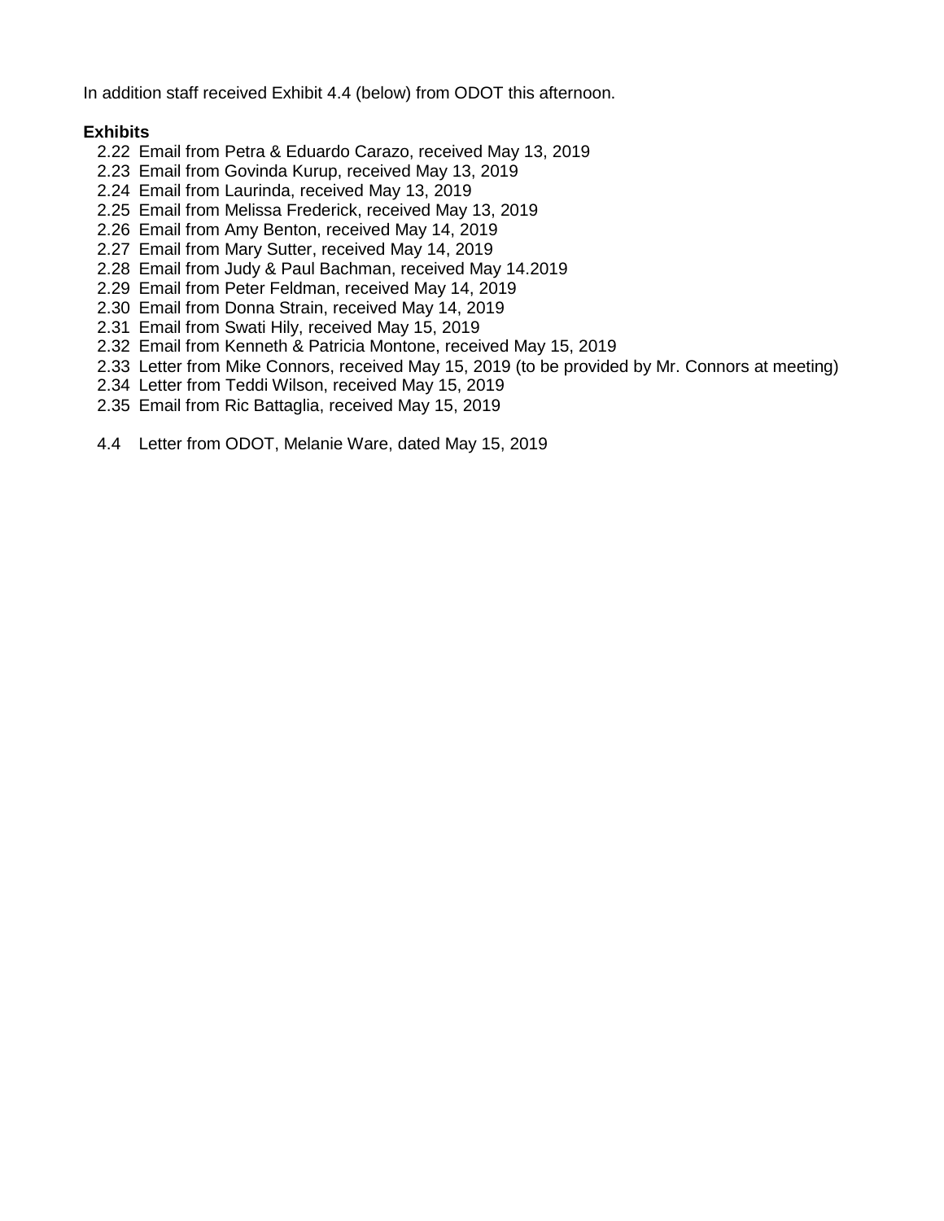In addition staff received Exhibit 4.4 (below) from ODOT this afternoon.

**Exhibits**

2.22 Email from Petra & Eduardo Carazo, received May 13, 2019
2.23 Email from Govinda Kurup, received May 13, 2019
2.24 Email from Laurinda, received May 13, 2019
2.25 Email from Melissa Frederick, received May 13, 2019
2.26 Email from Amy Benton, received May 14, 2019
2.27 Email from Mary Sutter, received May 14, 2019
2.28 Email from Judy & Paul Bachman, received May 14.2019
2.29 Email from Peter Feldman, received May 14, 2019
2.30 Email from Donna Strain, received May 14, 2019
2.31 Email from Swati Hily, received May 15, 2019
2.32 Email from Kenneth & Patricia Montone, received May 15, 2019
2.33 Letter from Mike Connors, received May 15, 2019 (to be provided by Mr. Connors at meeting)
2.34 Letter from Teddi Wilson, received May 15, 2019
2.35 Email from Ric Battaglia, received May 15, 2019

4.4 Letter from ODOT, Melanie Ware, dated May 15, 2019